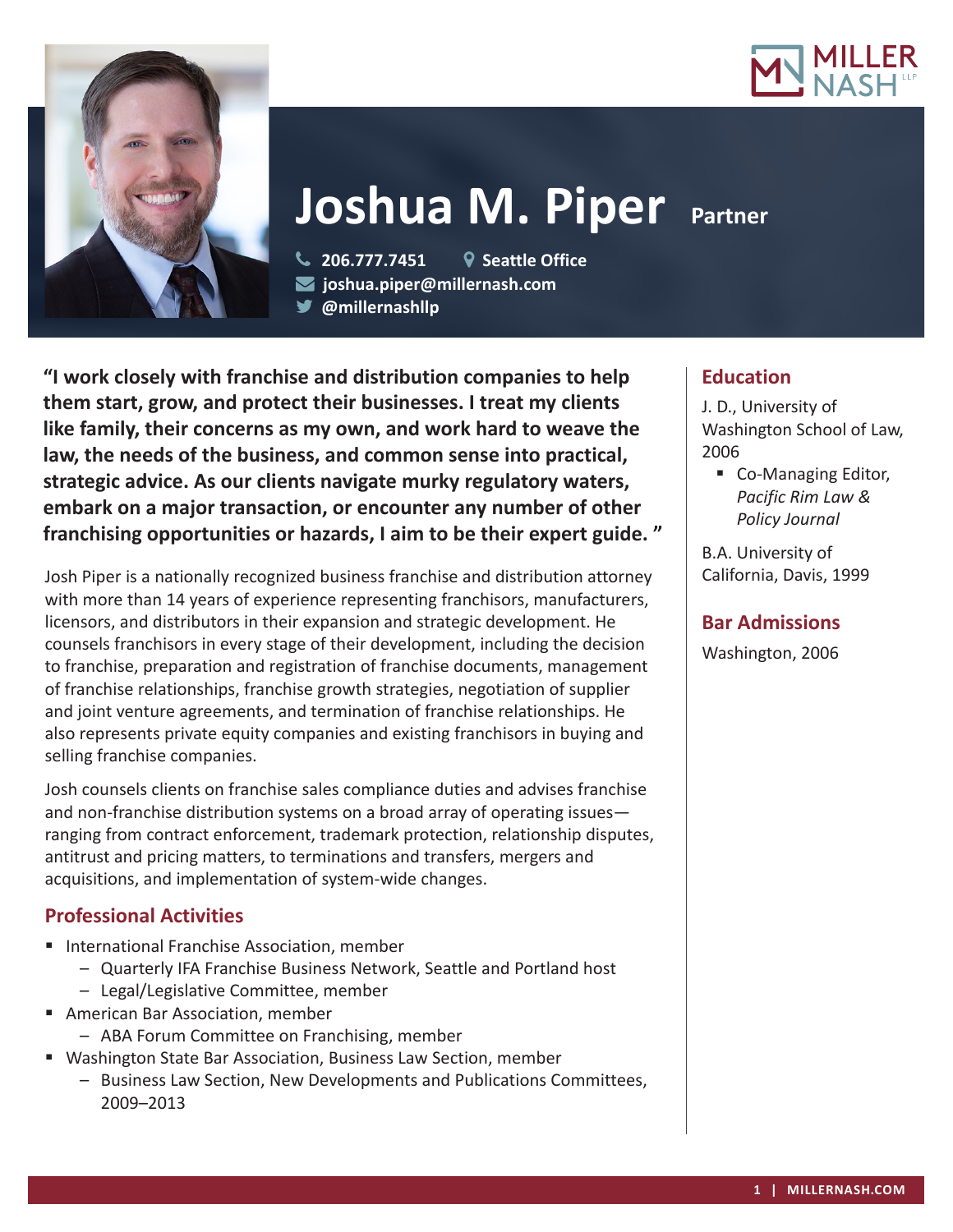# Joshua M. Piper

**Partner**

206.777.7451 | Seattle Office
joshua.piper@millernash.com
@millernashllp

**"I work closely with franchise and distribution companies to help them start, grow, and protect their businesses. I treat my clients like family, their concerns as my own, and work hard to weave the law, the needs of the business, and common sense into practical, strategic advice. As our clients navigate murky regulatory waters, embark on a major transaction, or encounter any number of other franchising opportunities or hazards, I aim to be their expert guide. "**

Josh Piper is a nationally recognized business franchise and distribution attorney with more than 14 years of experience representing franchisors, manufacturers, licensors, and distributors in their expansion and strategic development. He counsels franchisors in every stage of their development, including the decision to franchise, preparation and registration of franchise documents, management of franchise relationships, franchise growth strategies, negotiation of supplier and joint venture agreements, and termination of franchise relationships. He also represents private equity companies and existing franchisors in buying and selling franchise companies.

Josh counsels clients on franchise sales compliance duties and advises franchise and non-franchise distribution systems on a broad array of operating issues—ranging from contract enforcement, trademark protection, relationship disputes, antitrust and pricing matters, to terminations and transfers, mergers and acquisitions, and implementation of system-wide changes.

## Professional Activities

- International Franchise Association, member
  - Quarterly IFA Franchise Business Network, Seattle and Portland host
  - Legal/Legislative Committee, member
- American Bar Association, member
  - ABA Forum Committee on Franchising, member
- Washington State Bar Association, Business Law Section, member
  - Business Law Section, New Developments and Publications Committees, 2009–2013

## Education

J. D., University of Washington School of Law, 2006

- Co-Managing Editor, *Pacific Rim Law & Policy Journal*

B.A. University of California, Davis, 1999

## Bar Admissions

Washington, 2006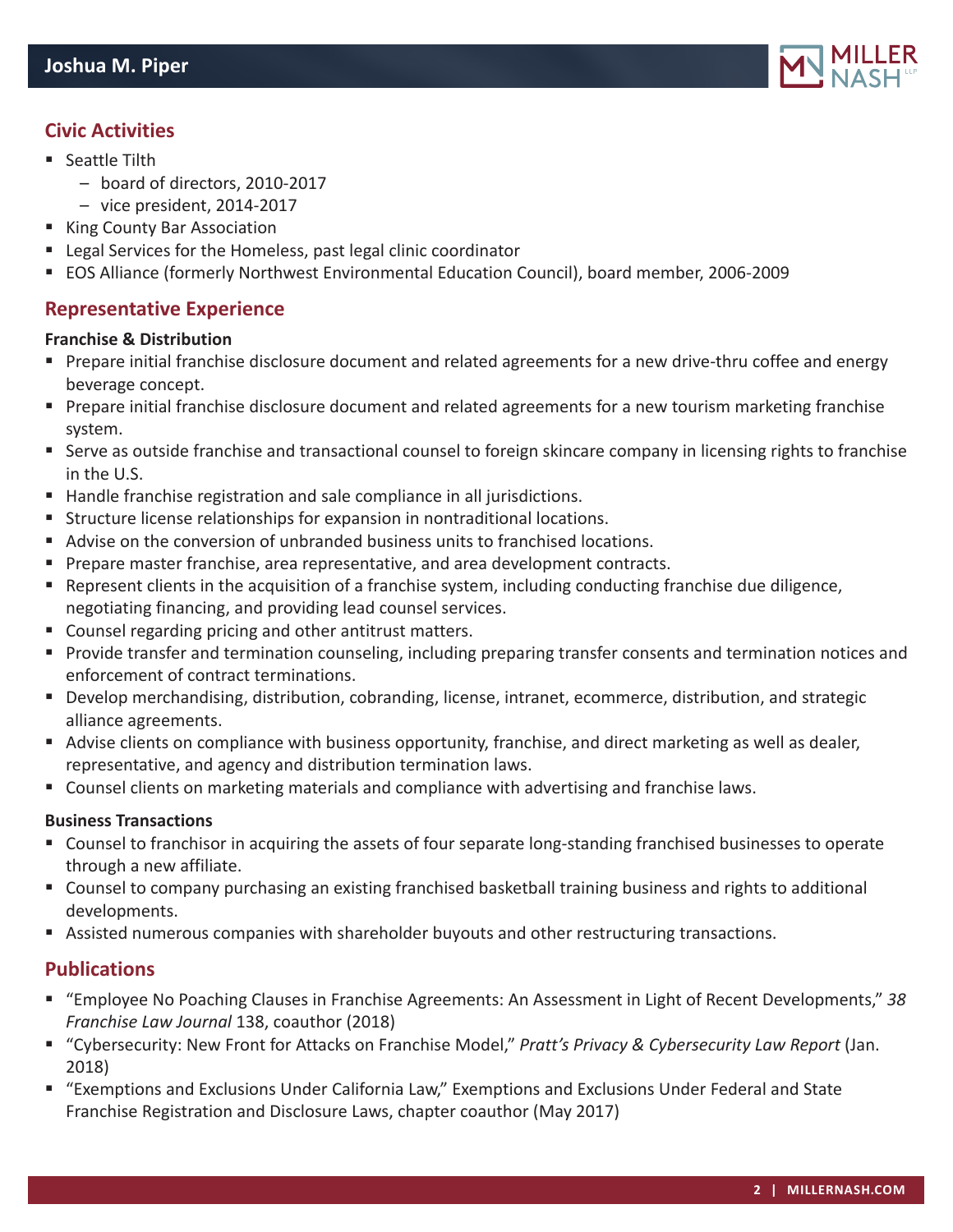## Civic Activities

- Seattle Tilth
  - board of directors, 2010-2017
  - vice president, 2014-2017
- King County Bar Association
- Legal Services for the Homeless, past legal clinic coordinator
- EOS Alliance (formerly Northwest Environmental Education Council), board member, 2006-2009

## Representative Experience

**Franchise & Distribution**

- Prepare initial franchise disclosure document and related agreements for a new drive-thru coffee and energy beverage concept.
- Prepare initial franchise disclosure document and related agreements for a new tourism marketing franchise system.
- Serve as outside franchise and transactional counsel to foreign skincare company in licensing rights to franchise in the U.S.
- Handle franchise registration and sale compliance in all jurisdictions.
- Structure license relationships for expansion in nontraditional locations.
- Advise on the conversion of unbranded business units to franchised locations.
- Prepare master franchise, area representative, and area development contracts.
- Represent clients in the acquisition of a franchise system, including conducting franchise due diligence, negotiating financing, and providing lead counsel services.
- Counsel regarding pricing and other antitrust matters.
- Provide transfer and termination counseling, including preparing transfer consents and termination notices and enforcement of contract terminations.
- Develop merchandising, distribution, cobranding, license, intranet, ecommerce, distribution, and strategic alliance agreements.
- Advise clients on compliance with business opportunity, franchise, and direct marketing as well as dealer, representative, and agency and distribution termination laws.
- Counsel clients on marketing materials and compliance with advertising and franchise laws.

**Business Transactions**

- Counsel to franchisor in acquiring the assets of four separate long-standing franchised businesses to operate through a new affiliate.
- Counsel to company purchasing an existing franchised basketball training business and rights to additional developments.
- Assisted numerous companies with shareholder buyouts and other restructuring transactions.

## Publications

- "Employee No Poaching Clauses in Franchise Agreements: An Assessment in Light of Recent Developments," *38 Franchise Law Journal* 138, coauthor (2018)
- "Cybersecurity: New Front for Attacks on Franchise Model," *Pratt's Privacy & Cybersecurity Law Report* (Jan. 2018)
- "Exemptions and Exclusions Under California Law," Exemptions and Exclusions Under Federal and State Franchise Registration and Disclosure Laws, chapter coauthor (May 2017)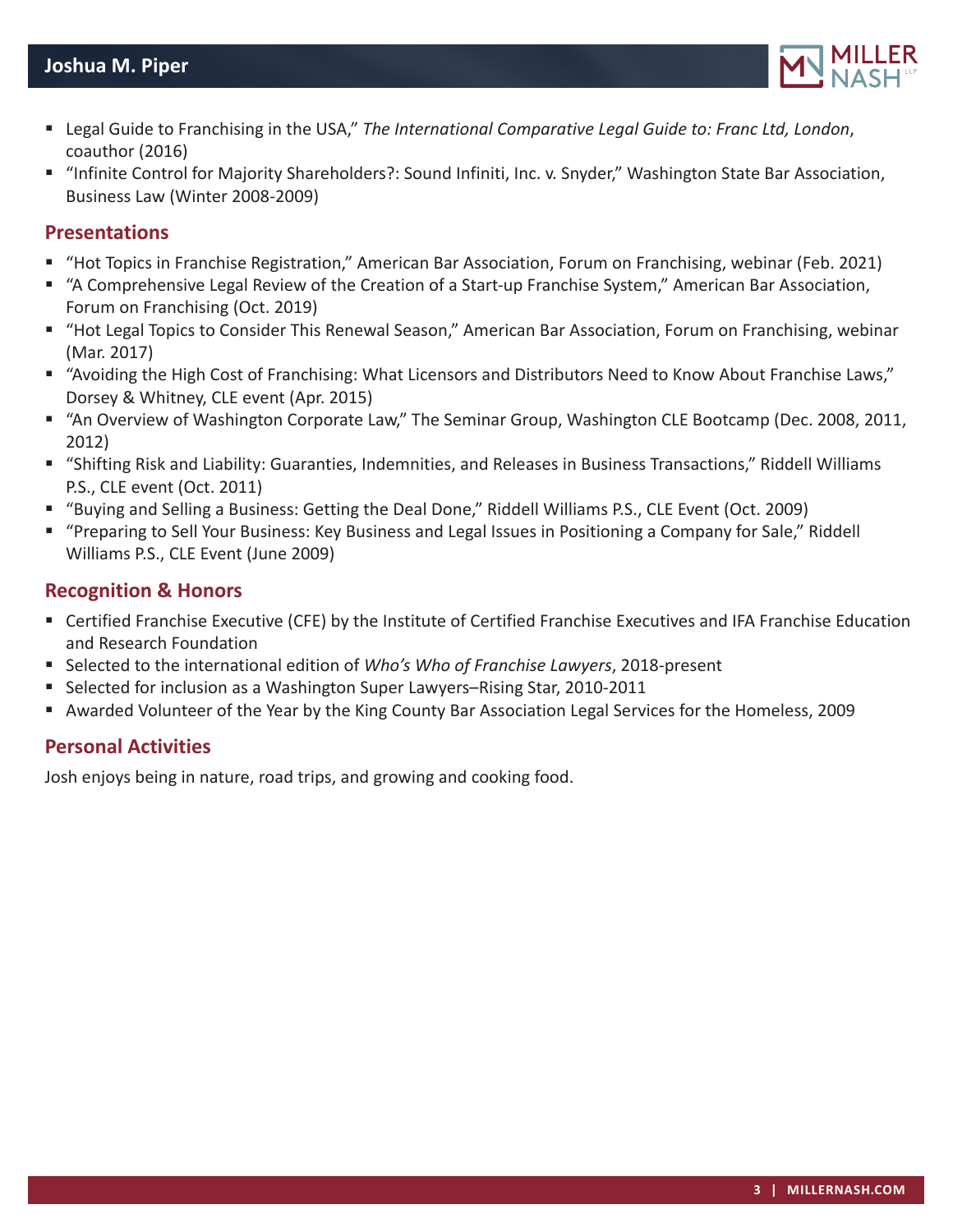- Legal Guide to Franchising in the USA," *The International Comparative Legal Guide to: Franc Ltd, London*, coauthor (2016)
- "Infinite Control for Majority Shareholders?: Sound Infiniti, Inc. v. Snyder," Washington State Bar Association, Business Law (Winter 2008-2009)

## Presentations

- "Hot Topics in Franchise Registration," American Bar Association, Forum on Franchising, webinar (Feb. 2021)
- "A Comprehensive Legal Review of the Creation of a Start-up Franchise System," American Bar Association, Forum on Franchising (Oct. 2019)
- "Hot Legal Topics to Consider This Renewal Season," American Bar Association, Forum on Franchising, webinar (Mar. 2017)
- "Avoiding the High Cost of Franchising: What Licensors and Distributors Need to Know About Franchise Laws," Dorsey & Whitney, CLE event (Apr. 2015)
- "An Overview of Washington Corporate Law," The Seminar Group, Washington CLE Bootcamp (Dec. 2008, 2011, 2012)
- "Shifting Risk and Liability: Guaranties, Indemnities, and Releases in Business Transactions," Riddell Williams P.S., CLE event (Oct. 2011)
- "Buying and Selling a Business: Getting the Deal Done," Riddell Williams P.S., CLE Event (Oct. 2009)
- "Preparing to Sell Your Business: Key Business and Legal Issues in Positioning a Company for Sale," Riddell Williams P.S., CLE Event (June 2009)

## Recognition & Honors

- Certified Franchise Executive (CFE) by the Institute of Certified Franchise Executives and IFA Franchise Education and Research Foundation
- Selected to the international edition of *Who's Who of Franchise Lawyers*, 2018-present
- Selected for inclusion as a Washington Super Lawyers–Rising Star, 2010-2011
- Awarded Volunteer of the Year by the King County Bar Association Legal Services for the Homeless, 2009

## Personal Activities

Josh enjoys being in nature, road trips, and growing and cooking food.